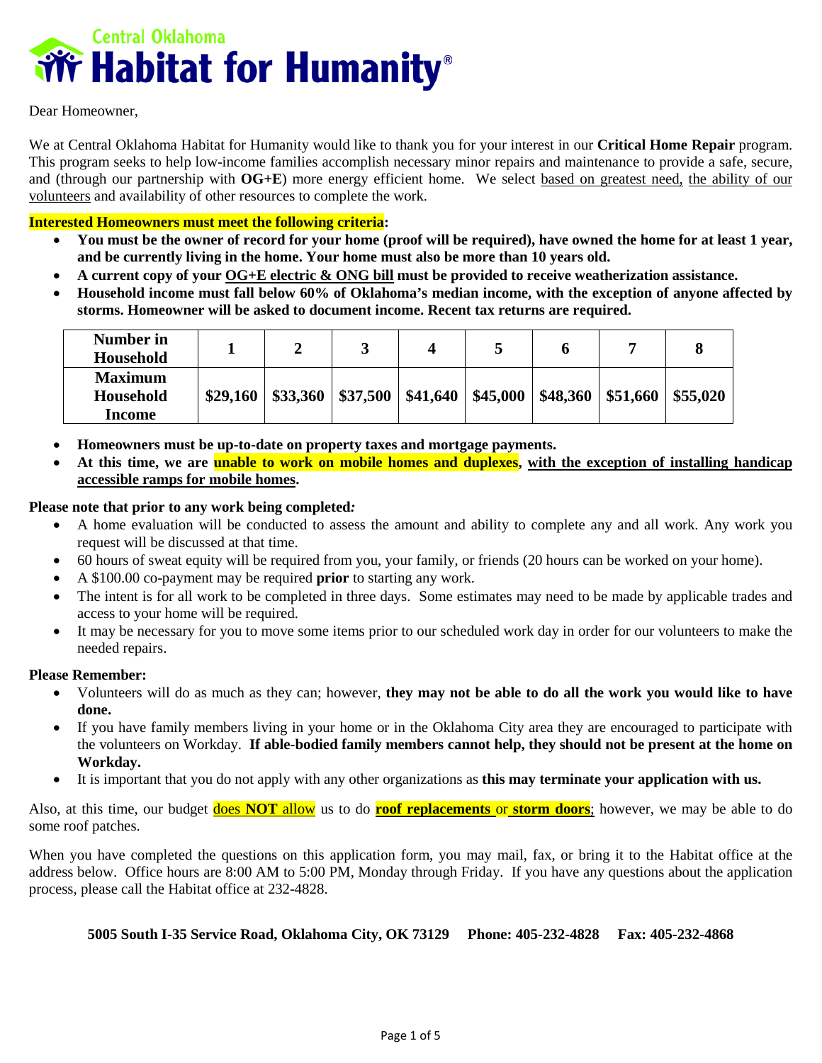# Central Oklahoma Habitat for Humanity®

Dear Homeowner,

We at Central Oklahoma Habitat for Humanity would like to thank you for your interest in our **Critical Home Repair** program. This program seeks to help low-income families accomplish necessary minor repairs and maintenance to provide a safe, secure, and (through our partnership with **OG+E**) more energy efficient home. We select based on greatest need, the ability of our volunteers and availability of other resources to complete the work.

**Interested Homeowners must meet the following criteria:**

- **You must be the owner of record for your home (proof will be required), have owned the home for at least 1 year, and be currently living in the home. Your home must also be more than 10 years old.**
- **A current copy of your OG+E electric & ONG bill must be provided to receive weatherization assistance.**
- **Household income must fall below 60% of Oklahoma's median income, with the exception of anyone affected by storms. Homeowner will be asked to document income. Recent tax returns are required.**

| Number in Household | 1 | 2 | 3 | 4 | 5 | 6 | 7 | 8 |
|---|---|---|---|---|---|---|---|---|
| Maximum Household Income | $29,160 | $33,360 | $37,500 | $41,640 | $45,000 | $48,360 | $51,660 | $55,020 |

- **Homeowners must be up-to-date on property taxes and mortgage payments.**
- **At this time, we are unable to work on mobile homes and duplexes, with the exception of installing handicap accessible ramps for mobile homes.**

**Please note that prior to any work being completed*:***

- A home evaluation will be conducted to assess the amount and ability to complete any and all work. Any work you request will be discussed at that time.
- 60 hours of sweat equity will be required from you, your family, or friends (20 hours can be worked on your home).
- A $100.00 co-payment may be required **prior** to starting any work.
- The intent is for all work to be completed in three days. Some estimates may need to be made by applicable trades and access to your home will be required.
- It may be necessary for you to move some items prior to our scheduled work day in order for our volunteers to make the needed repairs.

**Please Remember:**

- Volunteers will do as much as they can; however, **they may not be able to do all the work you would like to have done.**
- If you have family members living in your home or in the Oklahoma City area they are encouraged to participate with the volunteers on Workday. **If able-bodied family members cannot help, they should not be present at the home on Workday.**
- It is important that you do not apply with any other organizations as **this may terminate your application with us.**

Also, at this time, our budget does **NOT** allow us to do **roof replacements** or **storm doors**; however, we may be able to do some roof patches.

When you have completed the questions on this application form, you may mail, fax, or bring it to the Habitat office at the address below. Office hours are 8:00 AM to 5:00 PM, Monday through Friday. If you have any questions about the application process, please call the Habitat office at 232-4828.

**5005 South I-35 Service Road, Oklahoma City, OK 73129 Phone: 405-232-4828 Fax: 405-232-4868**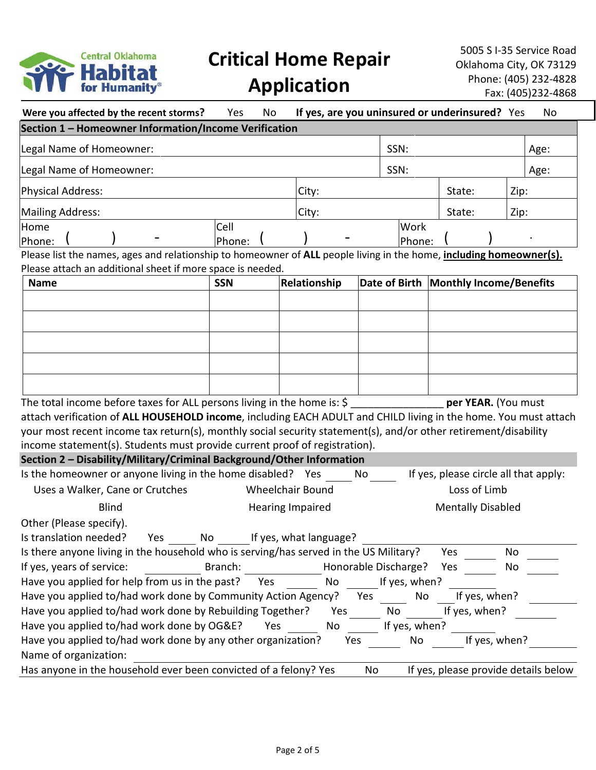# Critical Home Repair Application

Central Oklahoma Habitat for Humanity

5005 S I-35 Service Road
Oklahoma City, OK 73129
Phone: (405) 232-4828
Fax: (405)232-4868

**Were you affected by the recent storms?** Yes No **If yes, are you uninsured or underinsured?** Yes No

## Section 1 – Homeowner Information/Income Verification

| | | |
|---|---|---|
| Legal Name of Homeowner: | SSN: | Age: |
| Legal Name of Homeowner: | SSN: | Age: |

| | | | |
|---|---|---|---|
| Physical Address: | City: | State: | Zip: |
| Mailing Address: | City: | State: | Zip: |

| | | |
|---|---|---|
| Home Phone: ( ) - | Cell Phone: ( ) - | Work Phone: ( ) - |

Please list the names, ages and relationship to homeowner of **ALL** people living in the home, **including homeowner(s).** Please attach an additional sheet if more space is needed.

| Name | SSN | Relationship | Date of Birth | Monthly Income/Benefits |
|---|---|---|---|---|
| | | | | |
| | | | | |
| | | | | |
| | | | | |
| | | | | |

The total income before taxes for ALL persons living in the home is: $ ________________ **per YEAR.** (You must attach verification of **ALL HOUSEHOLD income**, including EACH ADULT and CHILD living in the home. You must attach your most recent income tax return(s), monthly social security statement(s), and/or other retirement/disability income statement(s). Students must provide current proof of registration).

## Section 2 – Disability/Military/Criminal Background/Other Information

Is the homeowner or anyone living in the home disabled? Yes _____ No _____ If yes, please circle all that apply:

| | | |
|---|---|---|
| Uses a Walker, Cane or Crutches | Wheelchair Bound | Loss of Limb |
| Blind | Hearing Impaired | Mentally Disabled |

Other (Please specify).

Is translation needed? Yes _____ No _____ If yes, what language? ____________________

Is there anyone living in the household who is serving/has served in the US Military? Yes _____ No _____

If yes, years of service: __________ Branch: ______________ Honorable Discharge? Yes _____ No _____

Have you applied for help from us in the past? Yes _____ No _____ If yes, when? ________

Have you applied to/had work done by Community Action Agency? Yes _____ No _____ If yes, when? ________

Have you applied to/had work done by Rebuilding Together? Yes _____ No _____ If yes, when? ________

Have you applied to/had work done by OG&E? Yes _____ No _____ If yes, when? ________

Have you applied to/had work done by any other organization? Yes _____ No _____ If yes, when? ________

Name of organization: ____________________________________________

Has anyone in the household ever been convicted of a felony? Yes No If yes, please provide details below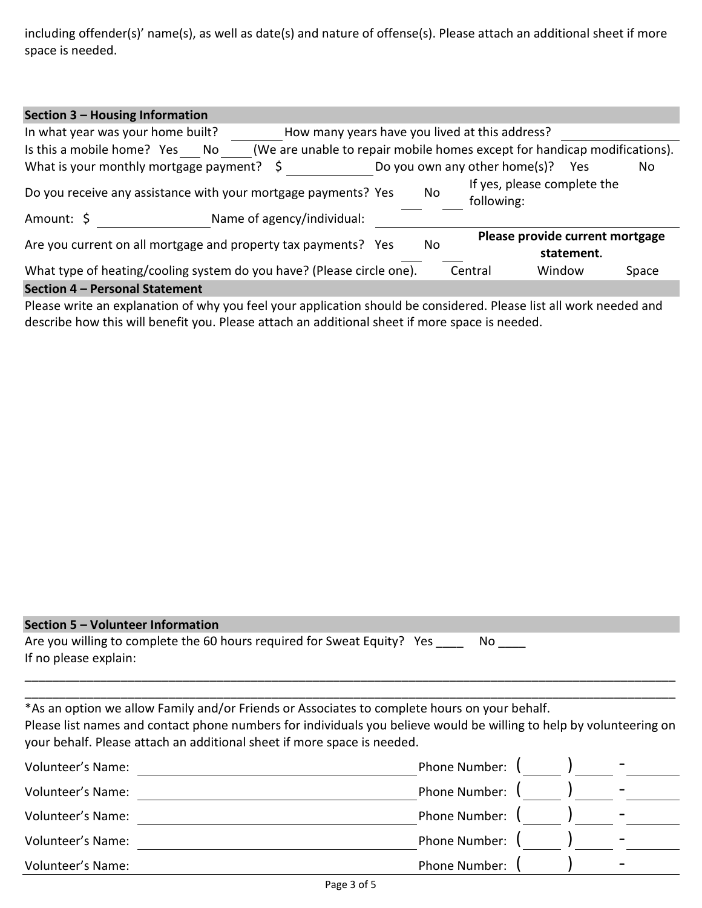including offender(s)' name(s), as well as date(s) and nature of offense(s). Please attach an additional sheet if more space is needed.

## Section 3 – Housing Information

In what year was your home built? ________ How many years have you lived at this address? ________________

Is this a mobile home? Yes ___ No ____ (We are unable to repair mobile homes except for handicap modifications).

What is your monthly mortgage payment? $ ____________ Do you own any other home(s)? Yes No

Do you receive any assistance with your mortgage payments? Yes ___ No ___ If yes, please complete the following:

Amount: $ ________________ Name of agency/individual: ____________________

Are you current on all mortgage and property tax payments? Yes ___ No ___ **Please provide current mortgage statement.**

What type of heating/cooling system do you have? (Please circle one). Central Window Space

## Section 4 – Personal Statement

Please write an explanation of why you feel your application should be considered. Please list all work needed and describe how this will benefit you. Please attach an additional sheet if more space is needed.

## Section 5 – Volunteer Information

Are you willing to complete the 60 hours required for Sweat Equity? Yes ____ No ____

If no please explain:

______________________________________________________________________________________________

______________________________________________________________________________________________

*As an option we allow Family and/or Friends or Associates to complete hours on your behalf.

Please list names and contact phone numbers for individuals you believe would be willing to help by volunteering on your behalf. Please attach an additional sheet if more space is needed.

Volunteer's Name: ______________________________ Phone Number: (_____) _____ - ______

Volunteer's Name: ______________________________ Phone Number: (_____) _____ - ______

Volunteer's Name: ______________________________ Phone Number: (_____) _____ - ______

Volunteer's Name: ______________________________ Phone Number: (_____) _____ - ______

Volunteer's Name: ______________________________ Phone Number: (_____) _____ - ______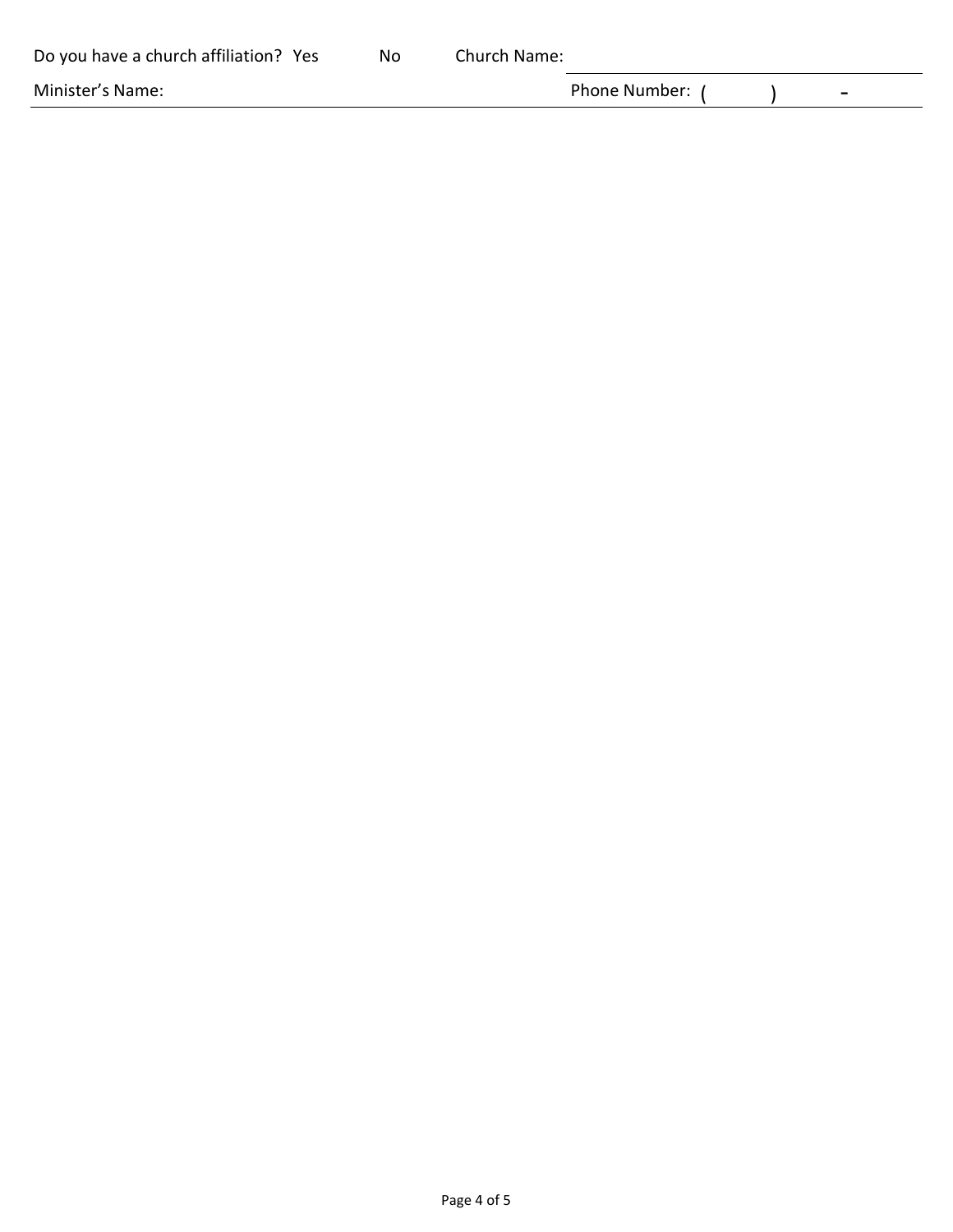Do you have a church affiliation? Yes No Church Name: ____________________

Minister's Name: ____________________ Phone Number: ( ) -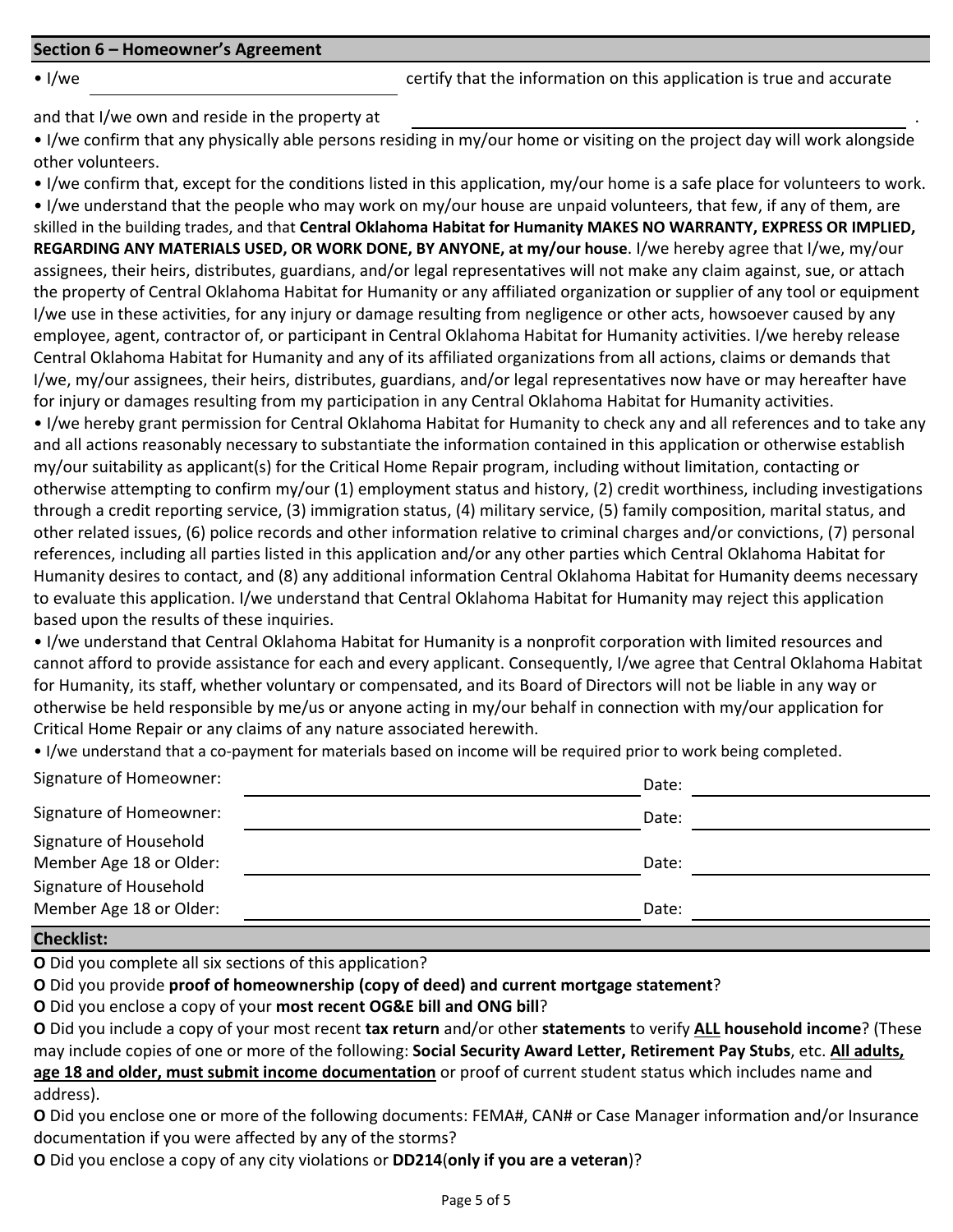## Section 6 – Homeowner's Agreement

- I/we ______________________________ certify that the information on this application is true and accurate and that I/we own and reside in the property at ______________________________________________.
- I/we confirm that any physically able persons residing in my/our home or visiting on the project day will work alongside other volunteers.
- I/we confirm that, except for the conditions listed in this application, my/our home is a safe place for volunteers to work.
- I/we understand that the people who may work on my/our house are unpaid volunteers, that few, if any of them, are skilled in the building trades, and that **Central Oklahoma Habitat for Humanity MAKES NO WARRANTY, EXPRESS OR IMPLIED, REGARDING ANY MATERIALS USED, OR WORK DONE, BY ANYONE, at my/our house**. I/we hereby agree that I/we, my/our assignees, their heirs, distributes, guardians, and/or legal representatives will not make any claim against, sue, or attach the property of Central Oklahoma Habitat for Humanity or any affiliated organization or supplier of any tool or equipment I/we use in these activities, for any injury or damage resulting from negligence or other acts, howsoever caused by any employee, agent, contractor of, or participant in Central Oklahoma Habitat for Humanity activities. I/we hereby release Central Oklahoma Habitat for Humanity and any of its affiliated organizations from all actions, claims or demands that I/we, my/our assignees, their heirs, distributes, guardians, and/or legal representatives now have or may hereafter have for injury or damages resulting from my participation in any Central Oklahoma Habitat for Humanity activities.
- I/we hereby grant permission for Central Oklahoma Habitat for Humanity to check any and all references and to take any and all actions reasonably necessary to substantiate the information contained in this application or otherwise establish my/our suitability as applicant(s) for the Critical Home Repair program, including without limitation, contacting or otherwise attempting to confirm my/our (1) employment status and history, (2) credit worthiness, including investigations through a credit reporting service, (3) immigration status, (4) military service, (5) family composition, marital status, and other related issues, (6) police records and other information relative to criminal charges and/or convictions, (7) personal references, including all parties listed in this application and/or any other parties which Central Oklahoma Habitat for Humanity desires to contact, and (8) any additional information Central Oklahoma Habitat for Humanity deems necessary to evaluate this application. I/we understand that Central Oklahoma Habitat for Humanity may reject this application based upon the results of these inquiries.
- I/we understand that Central Oklahoma Habitat for Humanity is a nonprofit corporation with limited resources and cannot afford to provide assistance for each and every applicant. Consequently, I/we agree that Central Oklahoma Habitat for Humanity, its staff, whether voluntary or compensated, and its Board of Directors will not be liable in any way or otherwise be held responsible by me/us or anyone acting in my/our behalf in connection with my/our application for Critical Home Repair or any claims of any nature associated herewith.
- I/we understand that a co-payment for materials based on income will be required prior to work being completed.

Signature of Homeowner: ______________________________ Date: ____________________

Signature of Homeowner: ______________________________ Date: ____________________

Signature of Household Member Age 18 or Older: ______________________________ Date: ____________________

Signature of Household Member Age 18 or Older: ______________________________ Date: ____________________

## Checklist:

**O** Did you complete all six sections of this application?

**O** Did you provide **proof of homeownership (copy of deed) and current mortgage statement**?

**O** Did you enclose a copy of your **most recent OG&E bill and ONG bill**?

**O** Did you include a copy of your most recent **tax return** and/or other **statements** to verify **ALL household income**? (These may include copies of one or more of the following: **Social Security Award Letter, Retirement Pay Stubs**, etc. **All adults, age 18 and older, must submit income documentation** or proof of current student status which includes name and address).

**O** Did you enclose one or more of the following documents: FEMA#, CAN# or Case Manager information and/or Insurance documentation if you were affected by any of the storms?

**O** Did you enclose a copy of any city violations or **DD214**(**only if you are a veteran**)?